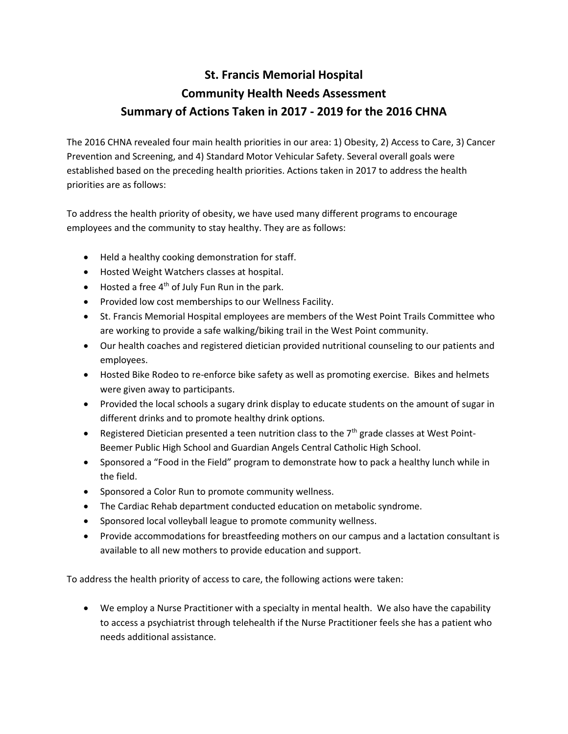# St. Francis Memorial Hospital
# Community Health Needs Assessment
# Summary of Actions Taken in 2017 - 2019 for the 2016 CHNA

The 2016 CHNA revealed four main health priorities in our area: 1) Obesity, 2) Access to Care, 3) Cancer Prevention and Screening, and 4) Standard Motor Vehicular Safety. Several overall goals were established based on the preceding health priorities. Actions taken in 2017 to address the health priorities are as follows:

To address the health priority of obesity, we have used many different programs to encourage employees and the community to stay healthy. They are as follows:

- Held a healthy cooking demonstration for staff.
- Hosted Weight Watchers classes at hospital.
- Hosted a free 4th of July Fun Run in the park.
- Provided low cost memberships to our Wellness Facility.
- St. Francis Memorial Hospital employees are members of the West Point Trails Committee who are working to provide a safe walking/biking trail in the West Point community.
- Our health coaches and registered dietician provided nutritional counseling to our patients and employees.
- Hosted Bike Rodeo to re-enforce bike safety as well as promoting exercise. Bikes and helmets were given away to participants.
- Provided the local schools a sugary drink display to educate students on the amount of sugar in different drinks and to promote healthy drink options.
- Registered Dietician presented a teen nutrition class to the 7th grade classes at West Point-Beemer Public High School and Guardian Angels Central Catholic High School.
- Sponsored a "Food in the Field" program to demonstrate how to pack a healthy lunch while in the field.
- Sponsored a Color Run to promote community wellness.
- The Cardiac Rehab department conducted education on metabolic syndrome.
- Sponsored local volleyball league to promote community wellness.
- Provide accommodations for breastfeeding mothers on our campus and a lactation consultant is available to all new mothers to provide education and support.

To address the health priority of access to care, the following actions were taken:

- We employ a Nurse Practitioner with a specialty in mental health. We also have the capability to access a psychiatrist through telehealth if the Nurse Practitioner feels she has a patient who needs additional assistance.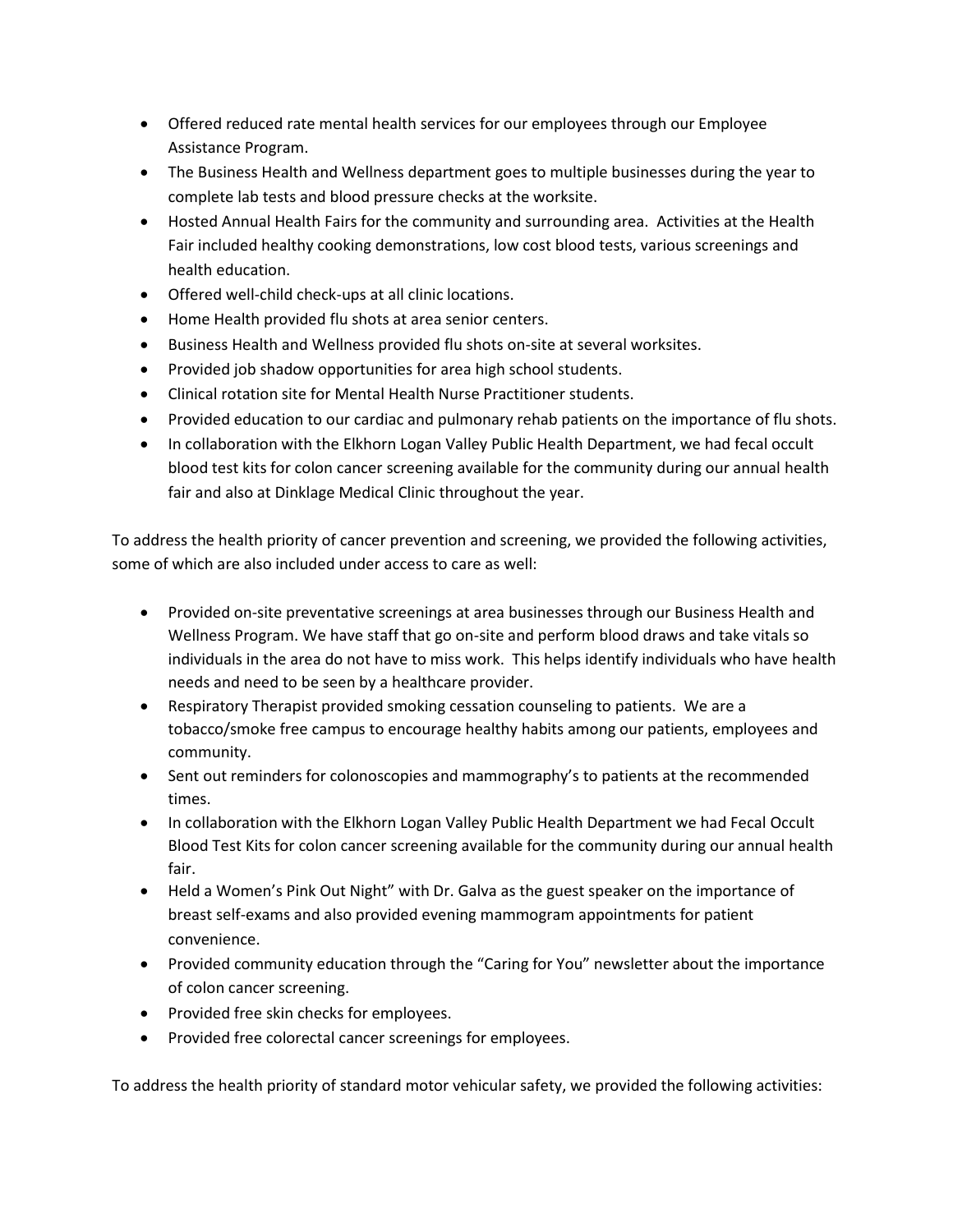- Offered reduced rate mental health services for our employees through our Employee Assistance Program.
- The Business Health and Wellness department goes to multiple businesses during the year to complete lab tests and blood pressure checks at the worksite.
- Hosted Annual Health Fairs for the community and surrounding area. Activities at the Health Fair included healthy cooking demonstrations, low cost blood tests, various screenings and health education.
- Offered well-child check-ups at all clinic locations.
- Home Health provided flu shots at area senior centers.
- Business Health and Wellness provided flu shots on-site at several worksites.
- Provided job shadow opportunities for area high school students.
- Clinical rotation site for Mental Health Nurse Practitioner students.
- Provided education to our cardiac and pulmonary rehab patients on the importance of flu shots.
- In collaboration with the Elkhorn Logan Valley Public Health Department, we had fecal occult blood test kits for colon cancer screening available for the community during our annual health fair and also at Dinklage Medical Clinic throughout the year.

To address the health priority of cancer prevention and screening, we provided the following activities, some of which are also included under access to care as well:

- Provided on-site preventative screenings at area businesses through our Business Health and Wellness Program. We have staff that go on-site and perform blood draws and take vitals so individuals in the area do not have to miss work. This helps identify individuals who have health needs and need to be seen by a healthcare provider.
- Respiratory Therapist provided smoking cessation counseling to patients. We are a tobacco/smoke free campus to encourage healthy habits among our patients, employees and community.
- Sent out reminders for colonoscopies and mammography's to patients at the recommended times.
- In collaboration with the Elkhorn Logan Valley Public Health Department we had Fecal Occult Blood Test Kits for colon cancer screening available for the community during our annual health fair.
- Held a Women's Pink Out Night" with Dr. Galva as the guest speaker on the importance of breast self-exams and also provided evening mammogram appointments for patient convenience.
- Provided community education through the "Caring for You" newsletter about the importance of colon cancer screening.
- Provided free skin checks for employees.
- Provided free colorectal cancer screenings for employees.

To address the health priority of standard motor vehicular safety, we provided the following activities: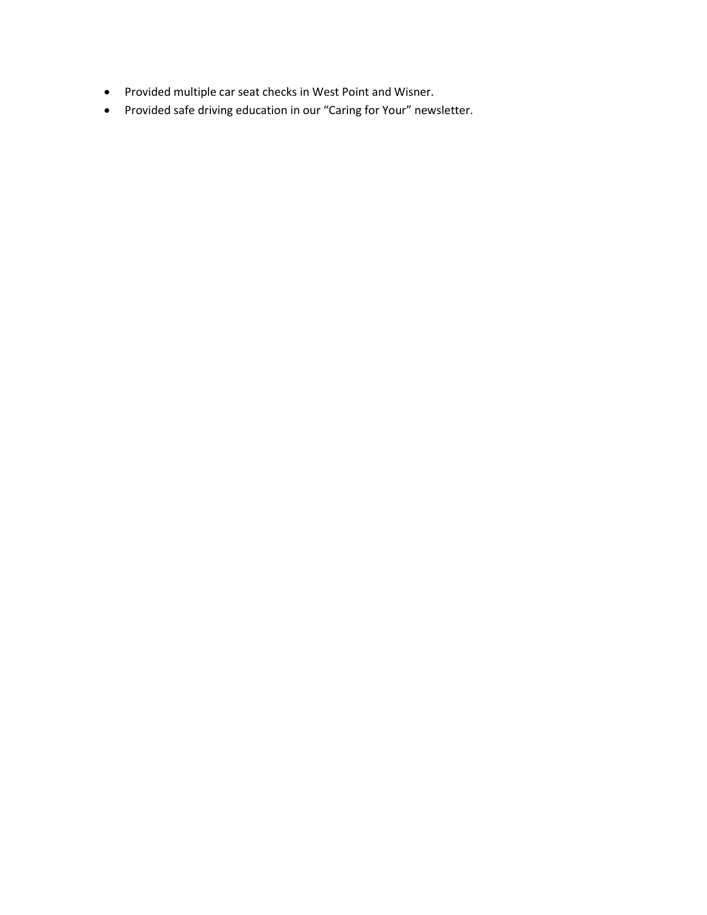- Provided multiple car seat checks in West Point and Wisner.
- Provided safe driving education in our "Caring for Your" newsletter.